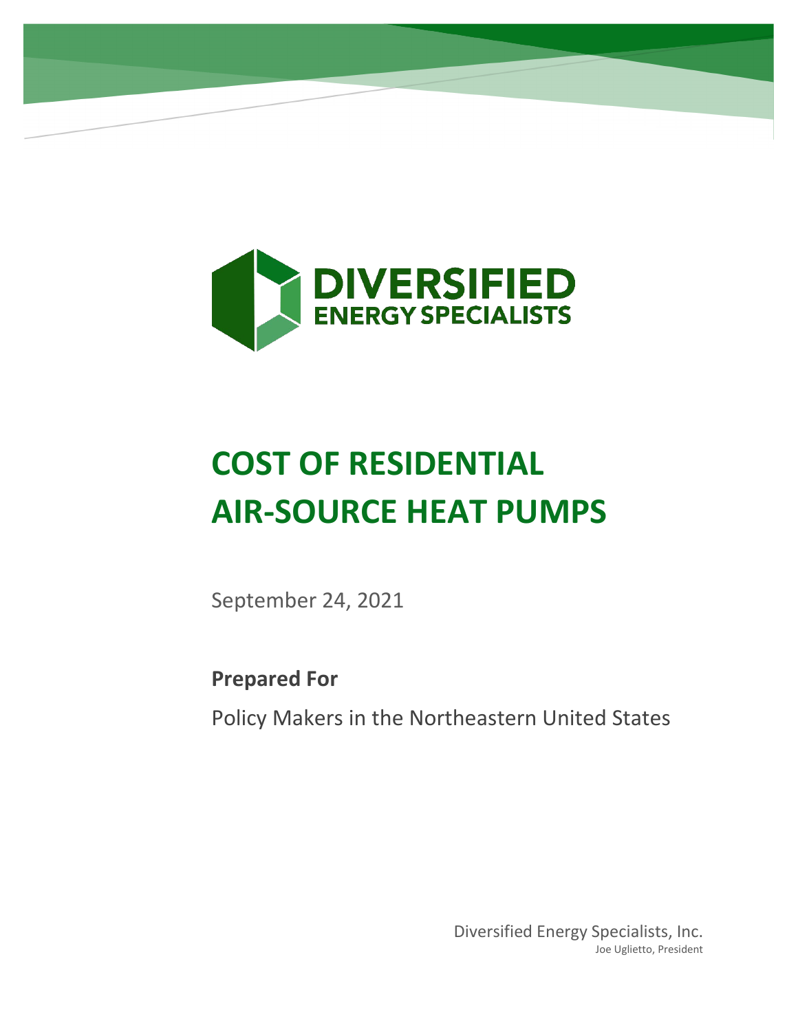DIVERSIFIED
ENERGY SPECIALISTS

# COST OF RESIDENTIAL AIR-SOURCE HEAT PUMPS

September 24, 2021

**Prepared For**

Policy Makers in the Northeastern United States

Diversified Energy Specialists, Inc.
Joe Uglietto, President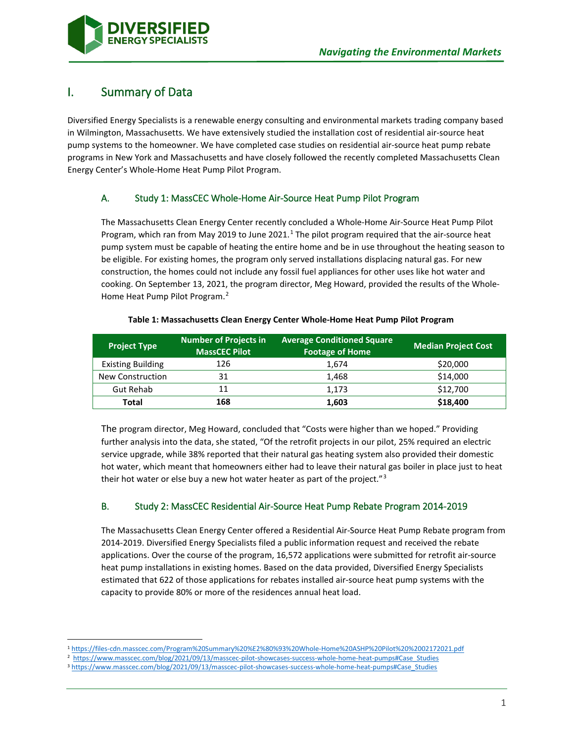## I. Summary of Data

Diversified Energy Specialists is a renewable energy consulting and environmental markets trading company based in Wilmington, Massachusetts. We have extensively studied the installation cost of residential air-source heat pump systems to the homeowner. We have completed case studies on residential air-source heat pump rebate programs in New York and Massachusetts and have closely followed the recently completed Massachusetts Clean Energy Center's Whole-Home Heat Pump Pilot Program.

### A. Study 1: MassCEC Whole-Home Air-Source Heat Pump Pilot Program

The Massachusetts Clean Energy Center recently concluded a Whole-Home Air-Source Heat Pump Pilot Program, which ran from May 2019 to June 2021.[1] The pilot program required that the air-source heat pump system must be capable of heating the entire home and be in use throughout the heating season to be eligible. For existing homes, the program only served installations displacing natural gas. For new construction, the homes could not include any fossil fuel appliances for other uses like hot water and cooking. On September 13, 2021, the program director, Meg Howard, provided the results of the Whole-Home Heat Pump Pilot Program.[2]

**Table 1: Massachusetts Clean Energy Center Whole-Home Heat Pump Pilot Program**

| Project Type | Number of Projects in MassCEC Pilot | Average Conditioned Square Footage of Home | Median Project Cost |
|---|---|---|---|
| Existing Building | 126 | 1,674 | $20,000 |
| New Construction | 31 | 1,468 | $14,000 |
| Gut Rehab | 11 | 1,173 | $12,700 |
| **Total** | **168** | **1,603** | **$18,400** |

The program director, Meg Howard, concluded that "Costs were higher than we hoped." Providing further analysis into the data, she stated, "Of the retrofit projects in our pilot, 25% required an electric service upgrade, while 38% reported that their natural gas heating system also provided their domestic hot water, which meant that homeowners either had to leave their natural gas boiler in place just to heat their hot water or else buy a new hot water heater as part of the project."[3]

### B. Study 2: MassCEC Residential Air-Source Heat Pump Rebate Program 2014-2019

The Massachusetts Clean Energy Center offered a Residential Air-Source Heat Pump Rebate program from 2014-2019. Diversified Energy Specialists filed a public information request and received the rebate applications. Over the course of the program, 16,572 applications were submitted for retrofit air-source heat pump installations in existing homes. Based on the data provided, Diversified Energy Specialists estimated that 622 of those applications for rebates installed air-source heat pump systems with the capacity to provide 80% or more of the residences annual heat load.

---

[1] https://files-cdn.masscec.com/Program%20Summary%20%E2%80%93%20Whole-Home%20ASHP%20Pilot%20%2002172021.pdf

[2] https://www.masscec.com/blog/2021/09/13/masscec-pilot-showcases-success-whole-home-heat-pumps#Case_Studies

[3] https://www.masscec.com/blog/2021/09/13/masscec-pilot-showcases-success-whole-home-heat-pumps#Case_Studies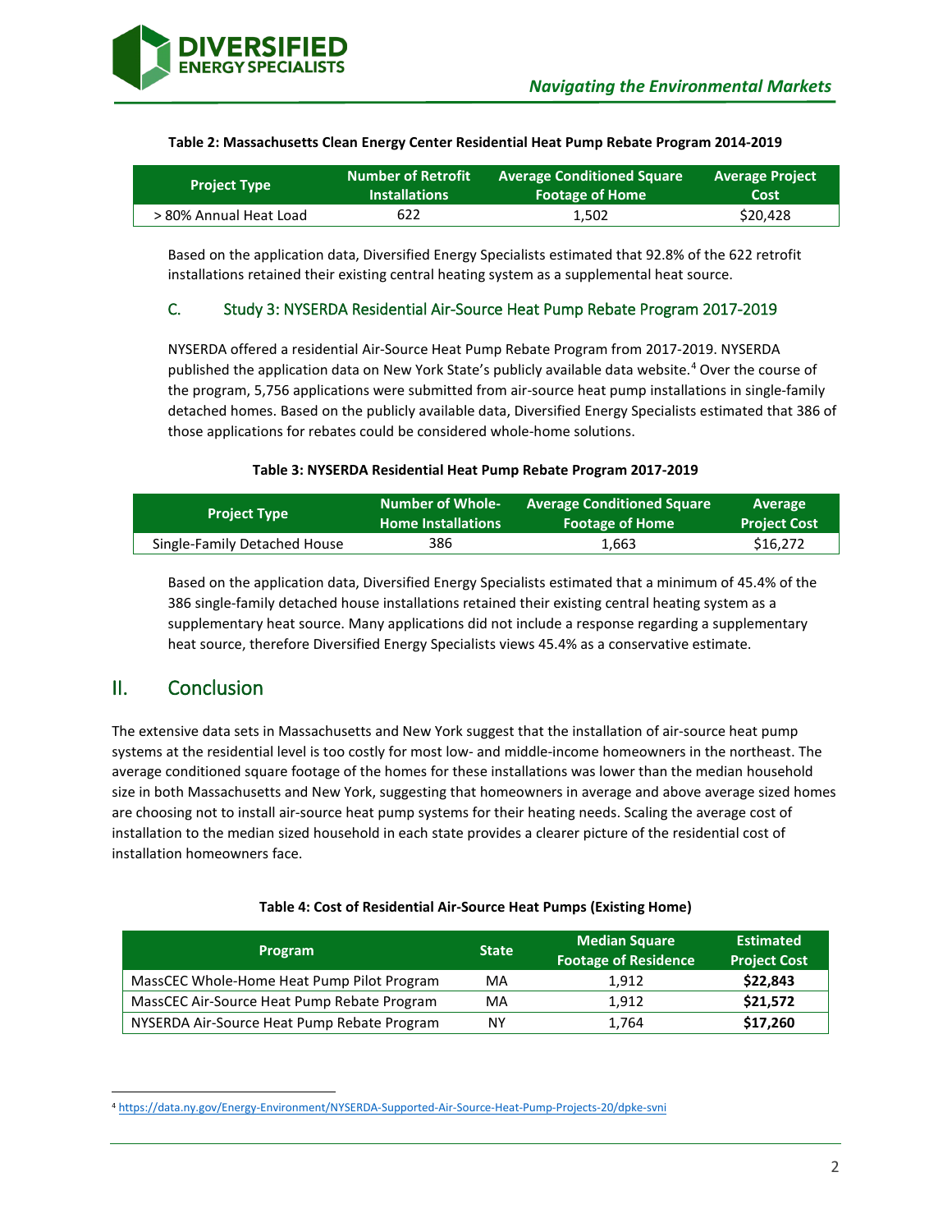**Table 2: Massachusetts Clean Energy Center Residential Heat Pump Rebate Program 2014-2019**

| Project Type | Number of Retrofit Installations | Average Conditioned Square Footage of Home | Average Project Cost |
|---|---|---|---|
| > 80% Annual Heat Load | 622 | 1,502 | $20,428 |

Based on the application data, Diversified Energy Specialists estimated that 92.8% of the 622 retrofit installations retained their existing central heating system as a supplemental heat source.

### C. Study 3: NYSERDA Residential Air-Source Heat Pump Rebate Program 2017-2019

NYSERDA offered a residential Air-Source Heat Pump Rebate Program from 2017-2019. NYSERDA published the application data on New York State's publicly available data website.[4] Over the course of the program, 5,756 applications were submitted from air-source heat pump installations in single-family detached homes. Based on the publicly available data, Diversified Energy Specialists estimated that 386 of those applications for rebates could be considered whole-home solutions.

**Table 3: NYSERDA Residential Heat Pump Rebate Program 2017-2019**

| Project Type | Number of Whole-Home Installations | Average Conditioned Square Footage of Home | Average Project Cost |
|---|---|---|---|
| Single-Family Detached House | 386 | 1,663 | $16,272 |

Based on the application data, Diversified Energy Specialists estimated that a minimum of 45.4% of the 386 single-family detached house installations retained their existing central heating system as a supplementary heat source. Many applications did not include a response regarding a supplementary heat source, therefore Diversified Energy Specialists views 45.4% as a conservative estimate.

## II. Conclusion

The extensive data sets in Massachusetts and New York suggest that the installation of air-source heat pump systems at the residential level is too costly for most low- and middle-income homeowners in the northeast. The average conditioned square footage of the homes for these installations was lower than the median household size in both Massachusetts and New York, suggesting that homeowners in average and above average sized homes are choosing not to install air-source heat pump systems for their heating needs. Scaling the average cost of installation to the median sized household in each state provides a clearer picture of the residential cost of installation homeowners face.

**Table 4: Cost of Residential Air-Source Heat Pumps (Existing Home)**

| Program | State | Median Square Footage of Residence | Estimated Project Cost |
|---|---|---|---|
| MassCEC Whole-Home Heat Pump Pilot Program | MA | 1,912 | **$22,843** |
| MassCEC Air-Source Heat Pump Rebate Program | MA | 1,912 | **$21,572** |
| NYSERDA Air-Source Heat Pump Rebate Program | NY | 1,764 | **$17,260** |

[4] https://data.ny.gov/Energy-Environment/NYSERDA-Supported-Air-Source-Heat-Pump-Projects-20/dpke-svni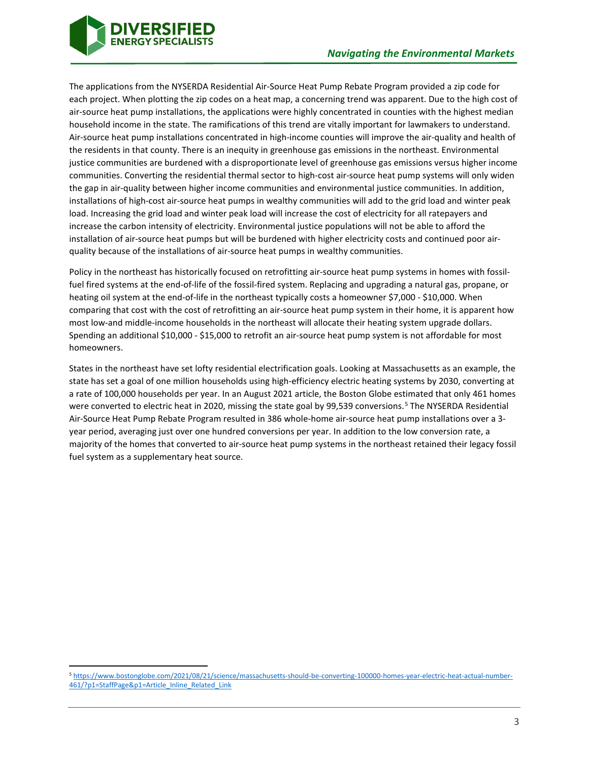The applications from the NYSERDA Residential Air-Source Heat Pump Rebate Program provided a zip code for each project. When plotting the zip codes on a heat map, a concerning trend was apparent. Due to the high cost of air-source heat pump installations, the applications were highly concentrated in counties with the highest median household income in the state. The ramifications of this trend are vitally important for lawmakers to understand. Air-source heat pump installations concentrated in high-income counties will improve the air-quality and health of the residents in that county. There is an inequity in greenhouse gas emissions in the northeast. Environmental justice communities are burdened with a disproportionate level of greenhouse gas emissions versus higher income communities. Converting the residential thermal sector to high-cost air-source heat pump systems will only widen the gap in air-quality between higher income communities and environmental justice communities. In addition, installations of high-cost air-source heat pumps in wealthy communities will add to the grid load and winter peak load. Increasing the grid load and winter peak load will increase the cost of electricity for all ratepayers and increase the carbon intensity of electricity. Environmental justice populations will not be able to afford the installation of air-source heat pumps but will be burdened with higher electricity costs and continued poor air-quality because of the installations of air-source heat pumps in wealthy communities.

Policy in the northeast has historically focused on retrofitting air-source heat pump systems in homes with fossil-fuel fired systems at the end-of-life of the fossil-fired system. Replacing and upgrading a natural gas, propane, or heating oil system at the end-of-life in the northeast typically costs a homeowner $7,000 - $10,000. When comparing that cost with the cost of retrofitting an air-source heat pump system in their home, it is apparent how most low-and middle-income households in the northeast will allocate their heating system upgrade dollars. Spending an additional $10,000 - $15,000 to retrofit an air-source heat pump system is not affordable for most homeowners.

States in the northeast have set lofty residential electrification goals. Looking at Massachusetts as an example, the state has set a goal of one million households using high-efficiency electric heating systems by 2030, converting at a rate of 100,000 households per year. In an August 2021 article, the Boston Globe estimated that only 461 homes were converted to electric heat in 2020, missing the state goal by 99,539 conversions.[5] The NYSERDA Residential Air-Source Heat Pump Rebate Program resulted in 386 whole-home air-source heat pump installations over a 3-year period, averaging just over one hundred conversions per year. In addition to the low conversion rate, a majority of the homes that converted to air-source heat pump systems in the northeast retained their legacy fossil fuel system as a supplementary heat source.

[5] https://www.bostonglobe.com/2021/08/21/science/massachusetts-should-be-converting-100000-homes-year-electric-heat-actual-number-461/?p1=StaffPage&p1=Article_Inline_Related_Link